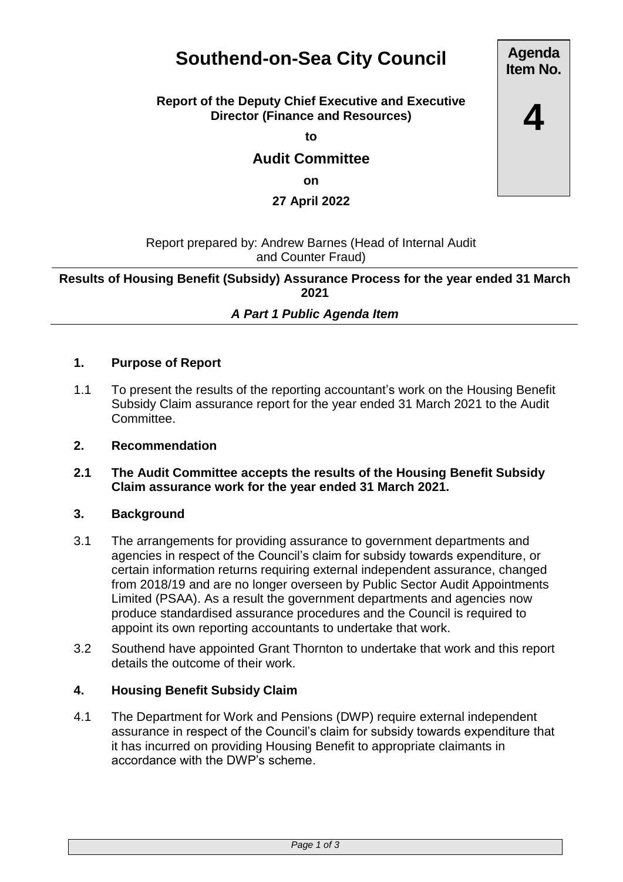# Southend-on-Sea City Council

**Agenda Item No.**

**4**

**Report of the Deputy Chief Executive and Executive Director (Finance and Resources)**

**to**

## Audit Committee

**on**

**27 April 2022**

Report prepared by: Andrew Barnes (Head of Internal Audit and Counter Fraud)

**Results of Housing Benefit (Subsidy) Assurance Process for the year ended 31 March 2021**

***A Part 1 Public Agenda Item***

### 1. Purpose of Report

1.1 To present the results of the reporting accountant's work on the Housing Benefit Subsidy Claim assurance report for the year ended 31 March 2021 to the Audit Committee.

### 2. Recommendation

**2.1 The Audit Committee accepts the results of the Housing Benefit Subsidy Claim assurance work for the year ended 31 March 2021.**

### 3. Background

3.1 The arrangements for providing assurance to government departments and agencies in respect of the Council's claim for subsidy towards expenditure, or certain information returns requiring external independent assurance, changed from 2018/19 and are no longer overseen by Public Sector Audit Appointments Limited (PSAA). As a result the government departments and agencies now produce standardised assurance procedures and the Council is required to appoint its own reporting accountants to undertake that work.

3.2 Southend have appointed Grant Thornton to undertake that work and this report details the outcome of their work.

### 4. Housing Benefit Subsidy Claim

4.1 The Department for Work and Pensions (DWP) require external independent assurance in respect of the Council's claim for subsidy towards expenditure that it has incurred on providing Housing Benefit to appropriate claimants in accordance with the DWP's scheme.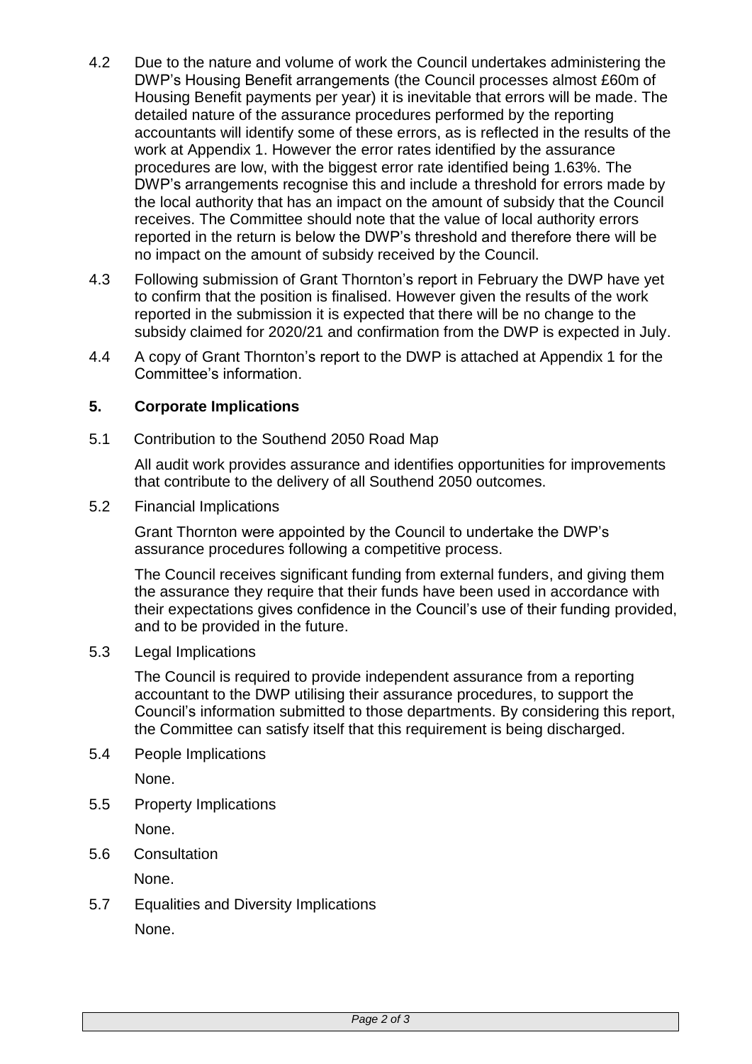4.2 Due to the nature and volume of work the Council undertakes administering the DWP's Housing Benefit arrangements (the Council processes almost £60m of Housing Benefit payments per year) it is inevitable that errors will be made. The detailed nature of the assurance procedures performed by the reporting accountants will identify some of these errors, as is reflected in the results of the work at Appendix 1. However the error rates identified by the assurance procedures are low, with the biggest error rate identified being 1.63%. The DWP's arrangements recognise this and include a threshold for errors made by the local authority that has an impact on the amount of subsidy that the Council receives. The Committee should note that the value of local authority errors reported in the return is below the DWP's threshold and therefore there will be no impact on the amount of subsidy received by the Council.

4.3 Following submission of Grant Thornton's report in February the DWP have yet to confirm that the position is finalised. However given the results of the work reported in the submission it is expected that there will be no change to the subsidy claimed for 2020/21 and confirmation from the DWP is expected in July.

4.4 A copy of Grant Thornton's report to the DWP is attached at Appendix 1 for the Committee's information.

## 5. Corporate Implications

5.1 Contribution to the Southend 2050 Road Map

All audit work provides assurance and identifies opportunities for improvements that contribute to the delivery of all Southend 2050 outcomes.

5.2 Financial Implications

Grant Thornton were appointed by the Council to undertake the DWP's assurance procedures following a competitive process.

The Council receives significant funding from external funders, and giving them the assurance they require that their funds have been used in accordance with their expectations gives confidence in the Council's use of their funding provided, and to be provided in the future.

5.3 Legal Implications

The Council is required to provide independent assurance from a reporting accountant to the DWP utilising their assurance procedures, to support the Council's information submitted to those departments. By considering this report, the Committee can satisfy itself that this requirement is being discharged.

5.4 People Implications

None.

5.5 Property Implications

None.

5.6 Consultation

None.

5.7 Equalities and Diversity Implications

None.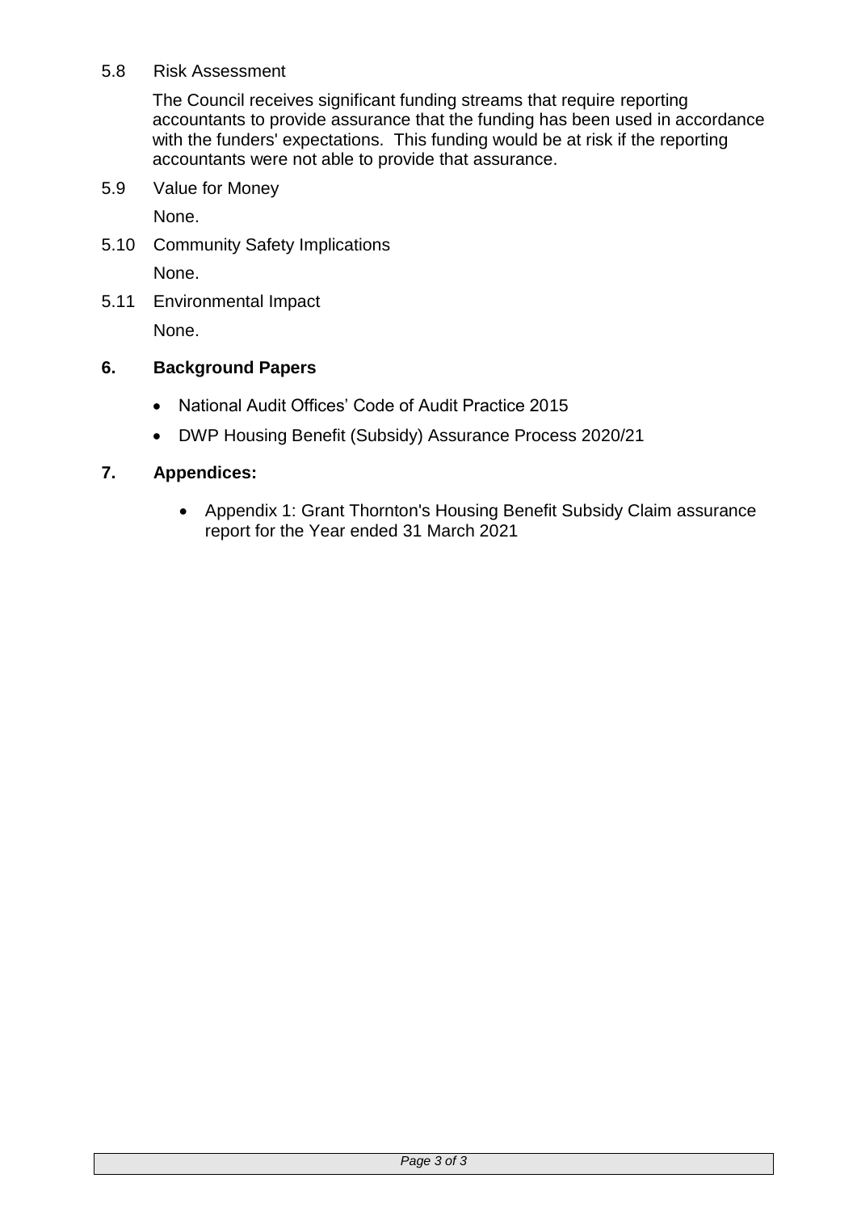5.8 Risk Assessment

The Council receives significant funding streams that require reporting accountants to provide assurance that the funding has been used in accordance with the funders' expectations. This funding would be at risk if the reporting accountants were not able to provide that assurance.

5.9 Value for Money

None.

5.10 Community Safety Implications

None.

5.11 Environmental Impact

None.

## 6. Background Papers

- National Audit Offices' Code of Audit Practice 2015
- DWP Housing Benefit (Subsidy) Assurance Process 2020/21

## 7. Appendices:

- Appendix 1: Grant Thornton's Housing Benefit Subsidy Claim assurance report for the Year ended 31 March 2021